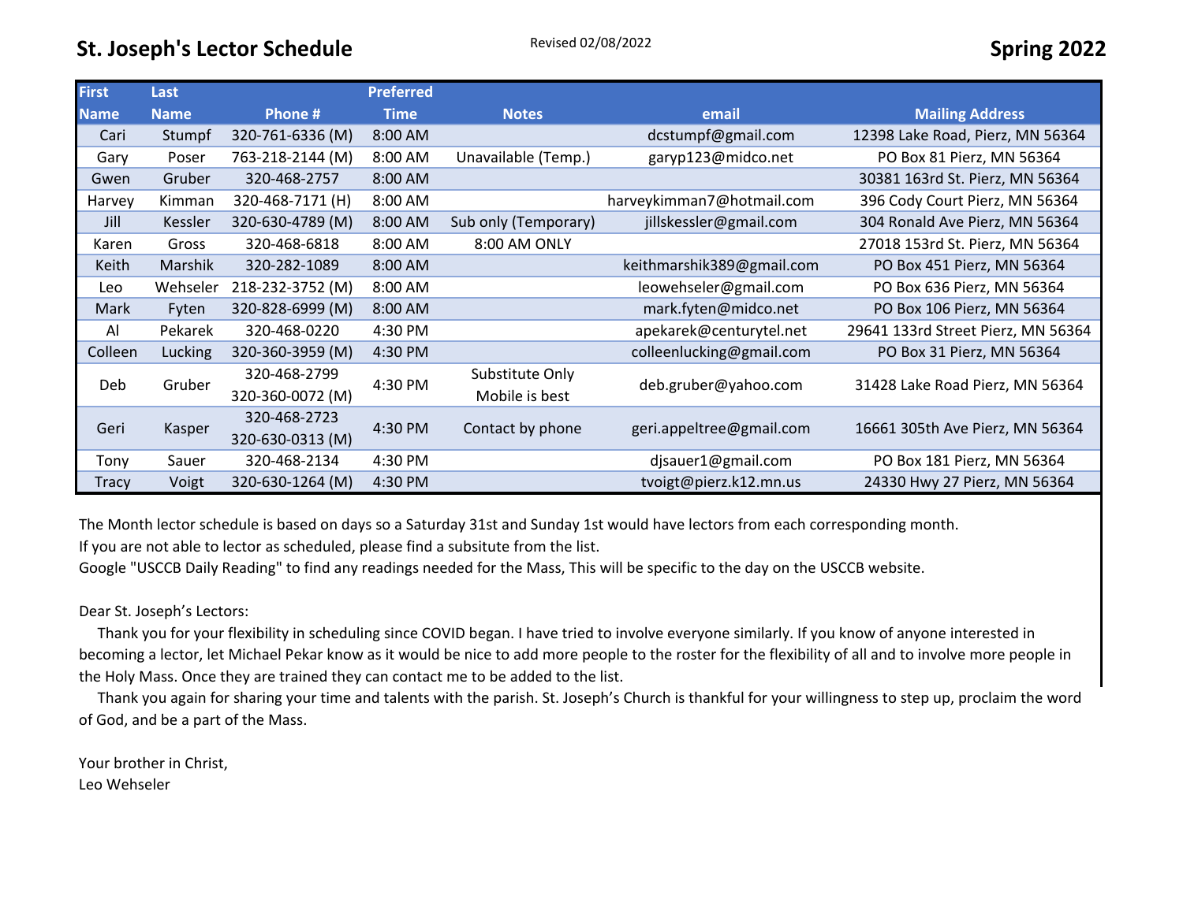# St. Joseph's Lector Schedule

Revised 02/08/2022

**Spring 2022**

| First Name | Last Name | Phone # | Preferred Time | Notes | email | Mailing Address |
|---|---|---|---|---|---|---|
| Cari | Stumpf | 320-761-6336 (M) | 8:00 AM | | dcstumpf@gmail.com | 12398 Lake Road, Pierz, MN 56364 |
| Gary | Poser | 763-218-2144 (M) | 8:00 AM | Unavailable (Temp.) | garyp123@midco.net | PO Box 81 Pierz, MN 56364 |
| Gwen | Gruber | 320-468-2757 | 8:00 AM | | | 30381 163rd St. Pierz, MN 56364 |
| Harvey | Kimman | 320-468-7171 (H) | 8:00 AM | | harveykimman7@hotmail.com | 396 Cody Court Pierz, MN 56364 |
| Jill | Kessler | 320-630-4789 (M) | 8:00 AM | Sub only (Temporary) | jillskessler@gmail.com | 304 Ronald Ave Pierz, MN 56364 |
| Karen | Gross | 320-468-6818 | 8:00 AM | 8:00 AM ONLY | | 27018 153rd St. Pierz, MN 56364 |
| Keith | Marshik | 320-282-1089 | 8:00 AM | | keithmarshik389@gmail.com | PO Box 451 Pierz, MN 56364 |
| Leo | Wehseler | 218-232-3752 (M) | 8:00 AM | | leowehseler@gmail.com | PO Box 636 Pierz, MN 56364 |
| Mark | Fyten | 320-828-6999 (M) | 8:00 AM | | mark.fyten@midco.net | PO Box 106 Pierz, MN 56364 |
| Al | Pekarek | 320-468-0220 | 4:30 PM | | apekarek@centurytel.net | 29641 133rd Street Pierz, MN 56364 |
| Colleen | Lucking | 320-360-3959 (M) | 4:30 PM | | colleenlucking@gmail.com | PO Box 31 Pierz, MN 56364 |
| Deb | Gruber | 320-468-2799<br>320-360-0072 (M) | 4:30 PM | Substitute Only<br>Mobile is best | deb.gruber@yahoo.com | 31428 Lake Road Pierz, MN 56364 |
| Geri | Kasper | 320-468-2723<br>320-630-0313 (M) | 4:30 PM | Contact by phone | geri.appeltree@gmail.com | 16661 305th Ave Pierz, MN 56364 |
| Tony | Sauer | 320-468-2134 | 4:30 PM | | djsauer1@gmail.com | PO Box 181 Pierz, MN 56364 |
| Tracy | Voigt | 320-630-1264 (M) | 4:30 PM | | tvoigt@pierz.k12.mn.us | 24330 Hwy 27 Pierz, MN 56364 |

The Month lector schedule is based on days so a Saturday 31st and Sunday 1st would have lectors from each corresponding month.
If you are not able to lector as scheduled, please find a subsitute from the list.
Google "USCCB Daily Reading" to find any readings needed for the Mass, This will be specific to the day on the USCCB website.

Dear St. Joseph's Lectors:

Thank you for your flexibility in scheduling since COVID began. I have tried to involve everyone similarly. If you know of anyone interested in becoming a lector, let Michael Pekar know as it would be nice to add more people to the roster for the flexibility of all and to involve more people in the Holy Mass. Once they are trained they can contact me to be added to the list.

Thank you again for sharing your time and talents with the parish. St. Joseph's Church is thankful for your willingness to step up, proclaim the word of God, and be a part of the Mass.

Your brother in Christ,
Leo Wehseler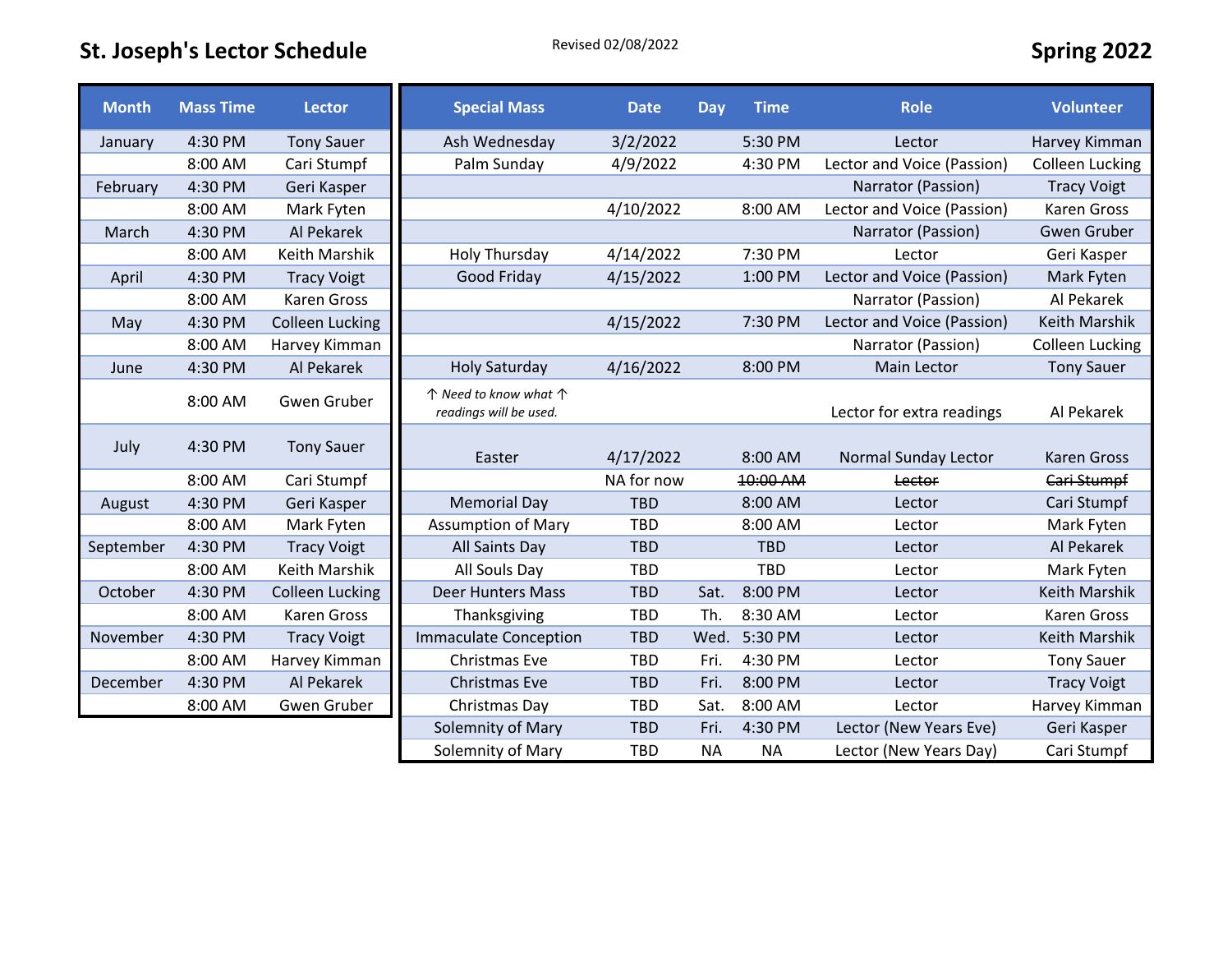# St. Joseph's Lector Schedule

Revised 02/08/2022

**Spring 2022**

| Month | Mass Time | Lector |
|---|---|---|
| January | 4:30 PM | Tony Sauer |
| | 8:00 AM | Cari Stumpf |
| February | 4:30 PM | Geri Kasper |
| | 8:00 AM | Mark Fyten |
| March | 4:30 PM | Al Pekarek |
| | 8:00 AM | Keith Marshik |
| April | 4:30 PM | Tracy Voigt |
| | 8:00 AM | Karen Gross |
| May | 4:30 PM | Colleen Lucking |
| | 8:00 AM | Harvey Kimman |
| June | 4:30 PM | Al Pekarek |
| | 8:00 AM | Gwen Gruber |
| July | 4:30 PM | Tony Sauer |
| | 8:00 AM | Cari Stumpf |
| August | 4:30 PM | Geri Kasper |
| | 8:00 AM | Mark Fyten |
| September | 4:30 PM | Tracy Voigt |
| | 8:00 AM | Keith Marshik |
| October | 4:30 PM | Colleen Lucking |
| | 8:00 AM | Karen Gross |
| November | 4:30 PM | Tracy Voigt |
| | 8:00 AM | Harvey Kimman |
| December | 4:30 PM | Al Pekarek |
| | 8:00 AM | Gwen Gruber |

| Special Mass | Date | Day | Time | Role | Volunteer |
|---|---|---|---|---|---|
| Ash Wednesday | 3/2/2022 | | 5:30 PM | Lector | Harvey Kimman |
| Palm Sunday | 4/9/2022 | | 4:30 PM | Lector and Voice (Passion) | Colleen Lucking |
| | | | | Narrator (Passion) | Tracy Voigt |
| | 4/10/2022 | | 8:00 AM | Lector and Voice (Passion) | Karen Gross |
| | | | | Narrator (Passion) | Gwen Gruber |
| Holy Thursday | 4/14/2022 | | 7:30 PM | Lector | Geri Kasper |
| Good Friday | 4/15/2022 | | 1:00 PM | Lector and Voice (Passion) | Mark Fyten |
| | | | | Narrator (Passion) | Al Pekarek |
| | 4/15/2022 | | 7:30 PM | Lector and Voice (Passion) | Keith Marshik |
| | | | | Narrator (Passion) | Colleen Lucking |
| Holy Saturday | 4/16/2022 | | 8:00 PM | Main Lector | Tony Sauer |
| *↑ Need to know what ↑ readings will be used.* | | | | Lector for extra readings | Al Pekarek |
| Easter | 4/17/2022 | | 8:00 AM | Normal Sunday Lector | Karen Gross |
| | NA for now | | ~~10:00 AM~~ | ~~Lector~~ | ~~Cari Stumpf~~ |
| Memorial Day | TBD | | 8:00 AM | Lector | Cari Stumpf |
| Assumption of Mary | TBD | | 8:00 AM | Lector | Mark Fyten |
| All Saints Day | TBD | | TBD | Lector | Al Pekarek |
| All Souls Day | TBD | | TBD | Lector | Mark Fyten |
| Deer Hunters Mass | TBD | Sat. | 8:00 PM | Lector | Keith Marshik |
| Thanksgiving | TBD | Th. | 8:30 AM | Lector | Karen Gross |
| Immaculate Conception | TBD | Wed. | 5:30 PM | Lector | Keith Marshik |
| Christmas Eve | TBD | Fri. | 4:30 PM | Lector | Tony Sauer |
| Christmas Eve | TBD | Fri. | 8:00 PM | Lector | Tracy Voigt |
| Christmas Day | TBD | Sat. | 8:00 AM | Lector | Harvey Kimman |
| Solemnity of Mary | TBD | Fri. | 4:30 PM | Lector (New Years Eve) | Geri Kasper |
| Solemnity of Mary | TBD | NA | NA | Lector (New Years Day) | Cari Stumpf |